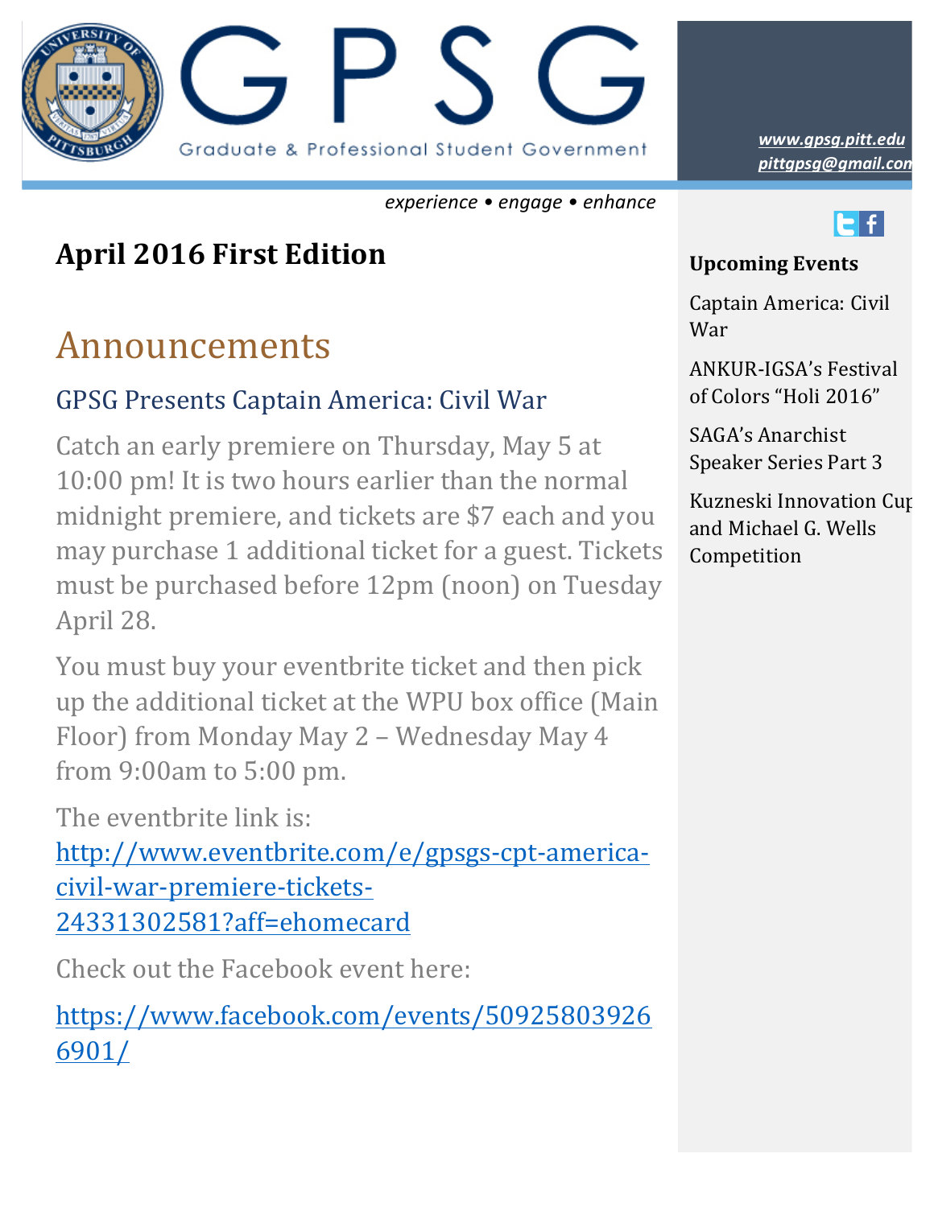# GPSG

Graduate & Professional Student Government

*experience • engage • enhance*

*www.gpsg.pitt.edu*
*pittgpsg@gmail.com*

## April 2016 First Edition

# Announcements

### GPSG Presents Captain America: Civil War

Catch an early premiere on Thursday, May 5 at 10:00 pm! It is two hours earlier than the normal midnight premiere, and tickets are $7 each and you may purchase 1 additional ticket for a guest. Tickets must be purchased before 12pm (noon) on Tuesday April 28.

You must buy your eventbrite ticket and then pick up the additional ticket at the WPU box office (Main Floor) from Monday May 2 – Wednesday May 4 from 9:00am to 5:00 pm.

The eventbrite link is:
http://www.eventbrite.com/e/gpsgs-cpt-america-civil-war-premiere-tickets-24331302581?aff=ehomecard

Check out the Facebook event here:

https://www.facebook.com/events/509258039266901/

**Upcoming Events**

Captain America: Civil War

ANKUR-IGSA's Festival of Colors "Holi 2016"

SAGA's Anarchist Speaker Series Part 3

Kuzneski Innovation Cup and Michael G. Wells Competition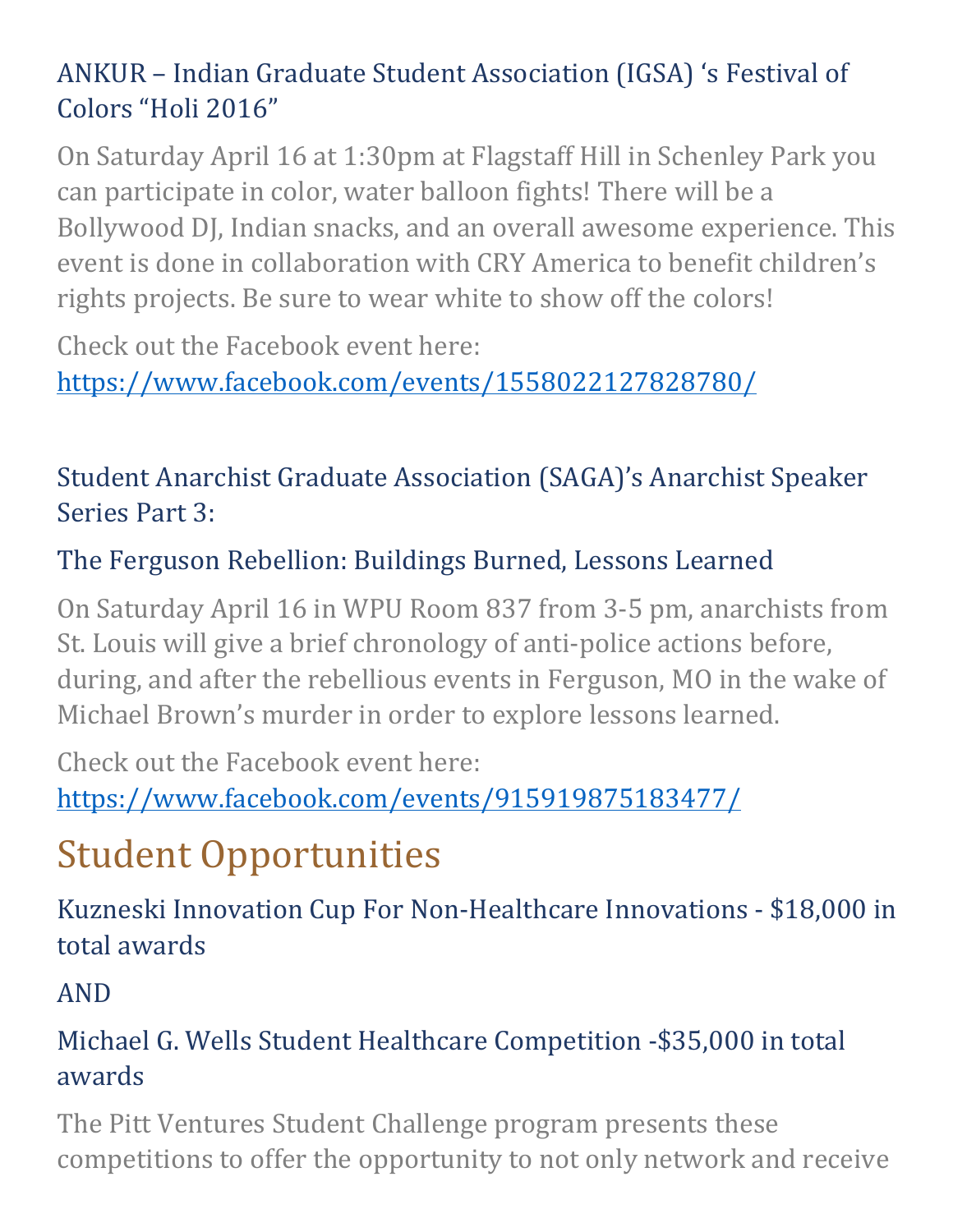### ANKUR – Indian Graduate Student Association (IGSA) 's Festival of Colors "Holi 2016"

On Saturday April 16 at 1:30pm at Flagstaff Hill in Schenley Park you can participate in color, water balloon fights! There will be a Bollywood DJ, Indian snacks, and an overall awesome experience. This event is done in collaboration with CRY America to benefit children's rights projects. Be sure to wear white to show off the colors!

Check out the Facebook event here: [https://www.facebook.com/events/1558022127828780/](https://www.facebook.com/events/1558022127828780/)

### Student Anarchist Graduate Association (SAGA)'s Anarchist Speaker Series Part 3:

### The Ferguson Rebellion: Buildings Burned, Lessons Learned

On Saturday April 16 in WPU Room 837 from 3-5 pm, anarchists from St. Louis will give a brief chronology of anti-police actions before, during, and after the rebellious events in Ferguson, MO in the wake of Michael Brown's murder in order to explore lessons learned.

Check out the Facebook event here: [https://www.facebook.com/events/915919875183477/](https://www.facebook.com/events/915919875183477/)

## Student Opportunities

### Kuzneski Innovation Cup For Non-Healthcare Innovations - $18,000 in total awards

### AND

### Michael G. Wells Student Healthcare Competition -$35,000 in total awards

The Pitt Ventures Student Challenge program presents these competitions to offer the opportunity to not only network and receive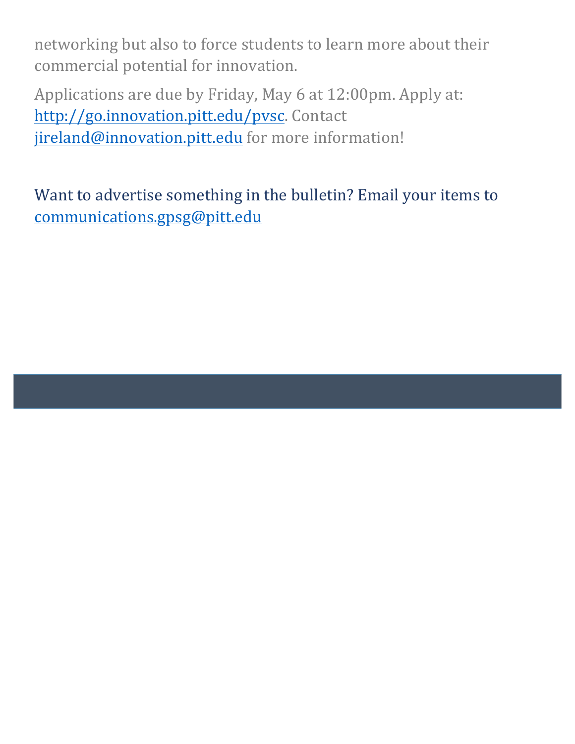networking but also to force students to learn more about their commercial potential for innovation.

Applications are due by Friday, May 6 at 12:00pm. Apply at: http://go.innovation.pitt.edu/pvsc. Contact jireland@innovation.pitt.edu for more information!

Want to advertise something in the bulletin? Email your items to communications.gpsg@pitt.edu